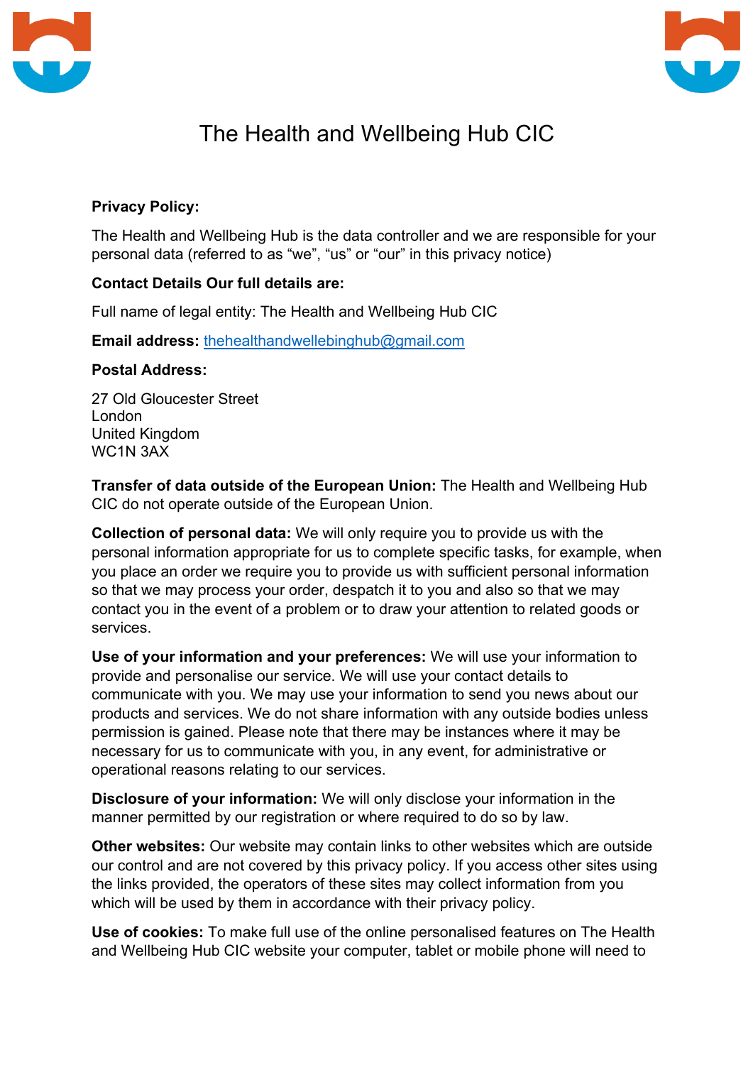# The Health and Wellbeing Hub CIC

**Privacy Policy:**

The Health and Wellbeing Hub is the data controller and we are responsible for your personal data (referred to as "we", "us" or "our" in this privacy notice)

**Contact Details Our full details are:**

Full name of legal entity: The Health and Wellbeing Hub CIC

**Email address:** thehealthandwellebinghub@gmail.com

**Postal Address:**

27 Old Gloucester Street
London
United Kingdom
WC1N 3AX

**Transfer of data outside of the European Union:** The Health and Wellbeing Hub CIC do not operate outside of the European Union.

**Collection of personal data:** We will only require you to provide us with the personal information appropriate for us to complete specific tasks, for example, when you place an order we require you to provide us with sufficient personal information so that we may process your order, despatch it to you and also so that we may contact you in the event of a problem or to draw your attention to related goods or services.

**Use of your information and your preferences:** We will use your information to provide and personalise our service. We will use your contact details to communicate with you. We may use your information to send you news about our products and services. We do not share information with any outside bodies unless permission is gained. Please note that there may be instances where it may be necessary for us to communicate with you, in any event, for administrative or operational reasons relating to our services.

**Disclosure of your information:** We will only disclose your information in the manner permitted by our registration or where required to do so by law.

**Other websites:** Our website may contain links to other websites which are outside our control and are not covered by this privacy policy. If you access other sites using the links provided, the operators of these sites may collect information from you which will be used by them in accordance with their privacy policy.

**Use of cookies:** To make full use of the online personalised features on The Health and Wellbeing Hub CIC website your computer, tablet or mobile phone will need to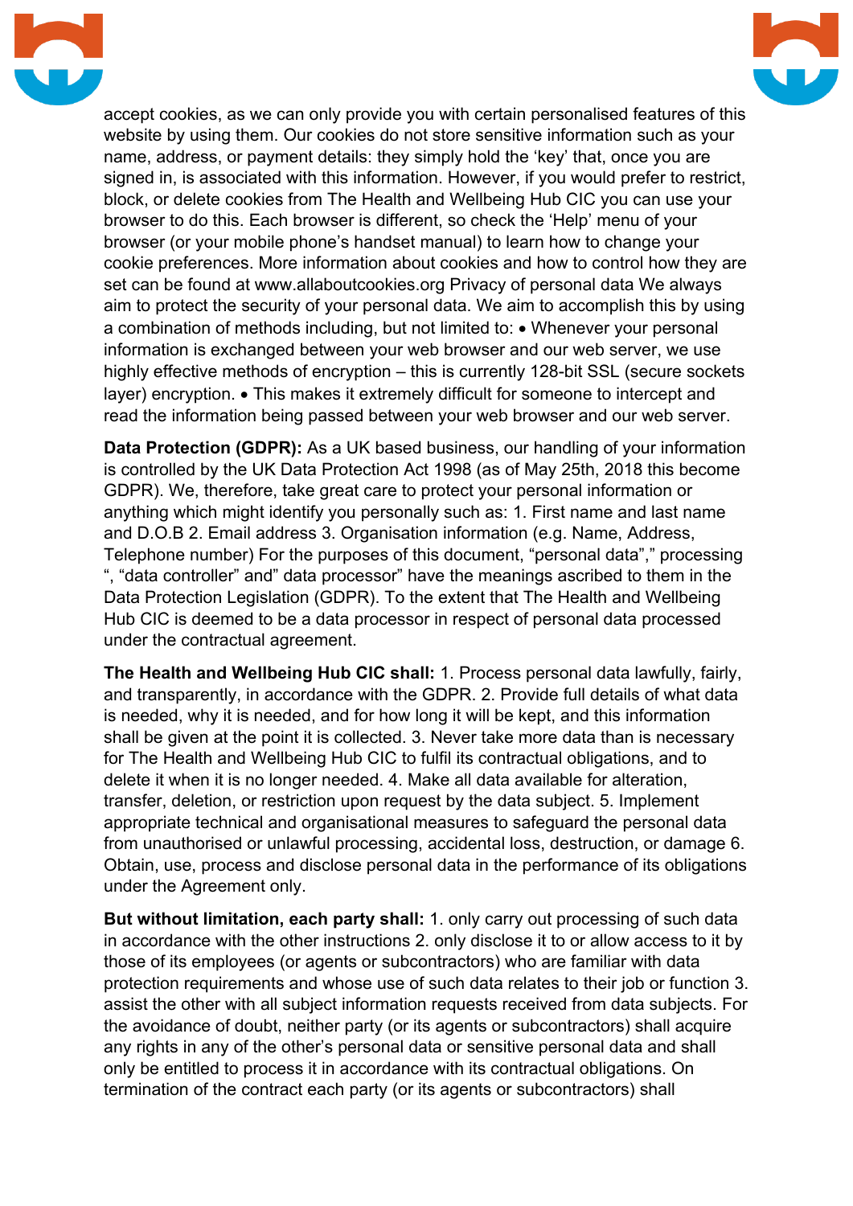accept cookies, as we can only provide you with certain personalised features of this website by using them. Our cookies do not store sensitive information such as your name, address, or payment details: they simply hold the 'key' that, once you are signed in, is associated with this information. However, if you would prefer to restrict, block, or delete cookies from The Health and Wellbeing Hub CIC you can use your browser to do this. Each browser is different, so check the 'Help' menu of your browser (or your mobile phone's handset manual) to learn how to change your cookie preferences. More information about cookies and how to control how they are set can be found at www.allaboutcookies.org Privacy of personal data We always aim to protect the security of your personal data. We aim to accomplish this by using a combination of methods including, but not limited to: • Whenever your personal information is exchanged between your web browser and our web server, we use highly effective methods of encryption – this is currently 128-bit SSL (secure sockets layer) encryption. • This makes it extremely difficult for someone to intercept and read the information being passed between your web browser and our web server.

**Data Protection (GDPR):** As a UK based business, our handling of your information is controlled by the UK Data Protection Act 1998 (as of May 25th, 2018 this become GDPR). We, therefore, take great care to protect your personal information or anything which might identify you personally such as: 1. First name and last name and D.O.B 2. Email address 3. Organisation information (e.g. Name, Address, Telephone number) For the purposes of this document, "personal data"," processing ", "data controller" and" data processor" have the meanings ascribed to them in the Data Protection Legislation (GDPR). To the extent that The Health and Wellbeing Hub CIC is deemed to be a data processor in respect of personal data processed under the contractual agreement.

**The Health and Wellbeing Hub CIC shall:** 1. Process personal data lawfully, fairly, and transparently, in accordance with the GDPR. 2. Provide full details of what data is needed, why it is needed, and for how long it will be kept, and this information shall be given at the point it is collected. 3. Never take more data than is necessary for The Health and Wellbeing Hub CIC to fulfil its contractual obligations, and to delete it when it is no longer needed. 4. Make all data available for alteration, transfer, deletion, or restriction upon request by the data subject. 5. Implement appropriate technical and organisational measures to safeguard the personal data from unauthorised or unlawful processing, accidental loss, destruction, or damage 6. Obtain, use, process and disclose personal data in the performance of its obligations under the Agreement only.

**But without limitation, each party shall:** 1. only carry out processing of such data in accordance with the other instructions 2. only disclose it to or allow access to it by those of its employees (or agents or subcontractors) who are familiar with data protection requirements and whose use of such data relates to their job or function 3. assist the other with all subject information requests received from data subjects. For the avoidance of doubt, neither party (or its agents or subcontractors) shall acquire any rights in any of the other's personal data or sensitive personal data and shall only be entitled to process it in accordance with its contractual obligations. On termination of the contract each party (or its agents or subcontractors) shall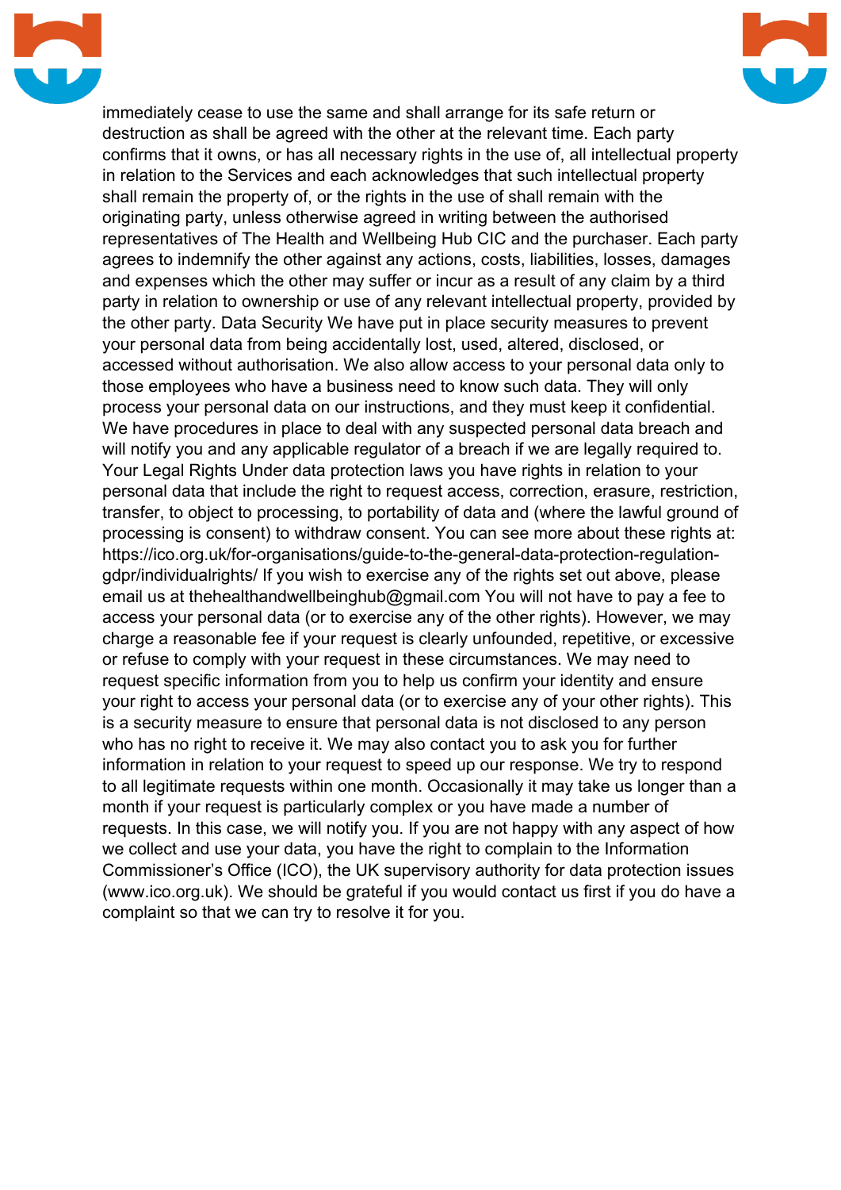immediately cease to use the same and shall arrange for its safe return or destruction as shall be agreed with the other at the relevant time. Each party confirms that it owns, or has all necessary rights in the use of, all intellectual property in relation to the Services and each acknowledges that such intellectual property shall remain the property of, or the rights in the use of shall remain with the originating party, unless otherwise agreed in writing between the authorised representatives of The Health and Wellbeing Hub CIC and the purchaser. Each party agrees to indemnify the other against any actions, costs, liabilities, losses, damages and expenses which the other may suffer or incur as a result of any claim by a third party in relation to ownership or use of any relevant intellectual property, provided by the other party. Data Security We have put in place security measures to prevent your personal data from being accidentally lost, used, altered, disclosed, or accessed without authorisation. We also allow access to your personal data only to those employees who have a business need to know such data. They will only process your personal data on our instructions, and they must keep it confidential. We have procedures in place to deal with any suspected personal data breach and will notify you and any applicable regulator of a breach if we are legally required to. Your Legal Rights Under data protection laws you have rights in relation to your personal data that include the right to request access, correction, erasure, restriction, transfer, to object to processing, to portability of data and (where the lawful ground of processing is consent) to withdraw consent. You can see more about these rights at: https://ico.org.uk/for-organisations/guide-to-the-general-data-protection-regulation-gdpr/individualrights/ If you wish to exercise any of the rights set out above, please email us at thehealthandwellbeinghub@gmail.com You will not have to pay a fee to access your personal data (or to exercise any of the other rights). However, we may charge a reasonable fee if your request is clearly unfounded, repetitive, or excessive or refuse to comply with your request in these circumstances. We may need to request specific information from you to help us confirm your identity and ensure your right to access your personal data (or to exercise any of your other rights). This is a security measure to ensure that personal data is not disclosed to any person who has no right to receive it. We may also contact you to ask you for further information in relation to your request to speed up our response. We try to respond to all legitimate requests within one month. Occasionally it may take us longer than a month if your request is particularly complex or you have made a number of requests. In this case, we will notify you. If you are not happy with any aspect of how we collect and use your data, you have the right to complain to the Information Commissioner's Office (ICO), the UK supervisory authority for data protection issues (www.ico.org.uk). We should be grateful if you would contact us first if you do have a complaint so that we can try to resolve it for you.